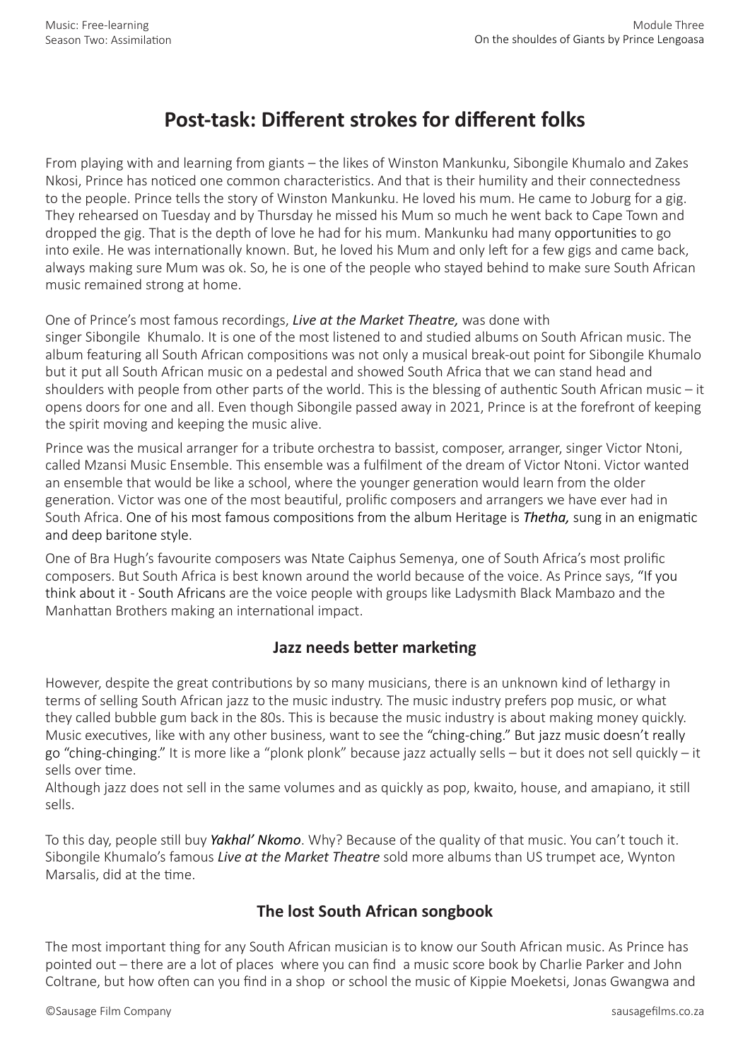# Post-task: Different strokes for different folks

From playing with and learning from giants – the likes of Winston Mankunku, Sibongile Khumalo and Zakes Nkosi, Prince has noticed one common characteristics. And that is their humility and their connectedness to the people. Prince tells the story of Winston Mankunku. He loved his mum. He came to Joburg for a gig. They rehearsed on Tuesday and by Thursday he missed his Mum so much he went back to Cape Town and dropped the gig. That is the depth of love he had for his mum. Mankunku had many opportunities to go into exile. He was internationally known. But, he loved his Mum and only left for a few gigs and came back, always making sure Mum was ok. So, he is one of the people who stayed behind to make sure South African music remained strong at home.

One of Prince's most famous recordings, ***Live at the Market Theatre,*** was done with singer Sibongile Khumalo. It is one of the most listened to and studied albums on South African music. The album featuring all South African compositions was not only a musical break-out point for Sibongile Khumalo but it put all South African music on a pedestal and showed South Africa that we can stand head and shoulders with people from other parts of the world. This is the blessing of authentic South African music – it opens doors for one and all. Even though Sibongile passed away in 2021, Prince is at the forefront of keeping the spirit moving and keeping the music alive.

Prince was the musical arranger for a tribute orchestra to bassist, composer, arranger, singer Victor Ntoni, called Mzansi Music Ensemble. This ensemble was a fulfilment of the dream of Victor Ntoni. Victor wanted an ensemble that would be like a school, where the younger generation would learn from the older generation. Victor was one of the most beautiful, prolific composers and arrangers we have ever had in South Africa. One of his most famous compositions from the album Heritage is ***Thetha,*** sung in an enigmatic and deep baritone style.

One of Bra Hugh's favourite composers was Ntate Caiphus Semenya, one of South Africa's most prolific composers. But South Africa is best known around the world because of the voice. As Prince says, "If you think about it - South Africans are the voice people with groups like Ladysmith Black Mambazo and the Manhattan Brothers making an international impact.

### Jazz needs better marketing

However, despite the great contributions by so many musicians, there is an unknown kind of lethargy in terms of selling South African jazz to the music industry. The music industry prefers pop music, or what they called bubble gum back in the 80s. This is because the music industry is about making money quickly. Music executives, like with any other business, want to see the "ching-ching." But jazz music doesn't really go "ching-chinging." It is more like a "plonk plonk" because jazz actually sells – but it does not sell quickly – it sells over time.
Although jazz does not sell in the same volumes and as quickly as pop, kwaito, house, and amapiano, it still sells.

To this day, people still buy ***Yakhal' Nkomo***. Why? Because of the quality of that music. You can't touch it. Sibongile Khumalo's famous ***Live at the Market Theatre*** sold more albums than US trumpet ace, Wynton Marsalis, did at the time.

### The lost South African songbook

The most important thing for any South African musician is to know our South African music. As Prince has pointed out – there are a lot of places where you can find a music score book by Charlie Parker and John Coltrane, but how often can you find in a shop or school the music of Kippie Moeketsi, Jonas Gwangwa and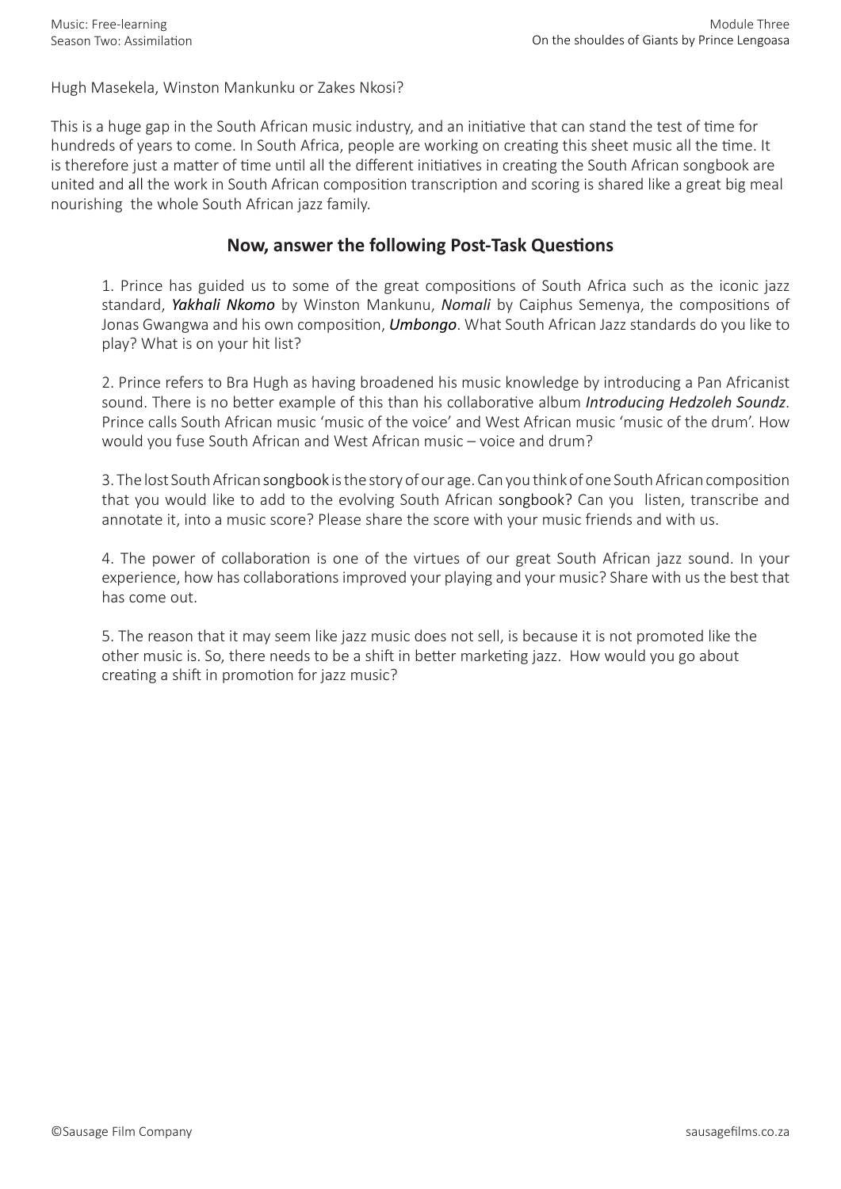Hugh Masekela, Winston Mankunku or Zakes Nkosi?

This is a huge gap in the South African music industry, and an initiative that can stand the test of time for hundreds of years to come. In South Africa, people are working on creating this sheet music all the time. It is therefore just a matter of time until all the different initiatives in creating the South African songbook are united and all the work in South African composition transcription and scoring is shared like a great big meal nourishing the whole South African jazz family.

## Now, answer the following Post-Task Questions

1. Prince has guided us to some of the great compositions of South Africa such as the iconic jazz standard, ***Yakhali Nkomo*** by Winston Mankunu, ***Nomali*** by Caiphus Semenya, the compositions of Jonas Gwangwa and his own composition, ***Umbongo***. What South African Jazz standards do you like to play? What is on your hit list?

2. Prince refers to Bra Hugh as having broadened his music knowledge by introducing a Pan Africanist sound. There is no better example of this than his collaborative album *Introducing Hedzoleh Soundz*. Prince calls South African music 'music of the voice' and West African music 'music of the drum'. How would you fuse South African and West African music – voice and drum?

3. The lost South African songbook is the story of our age. Can you think of one South African composition that you would like to add to the evolving South African songbook? Can you listen, transcribe and annotate it, into a music score? Please share the score with your music friends and with us.

4. The power of collaboration is one of the virtues of our great South African jazz sound. In your experience, how has collaborations improved your playing and your music? Share with us the best that has come out.

5. The reason that it may seem like jazz music does not sell, is because it is not promoted like the other music is. So, there needs to be a shift in better marketing jazz. How would you go about creating a shift in promotion for jazz music?